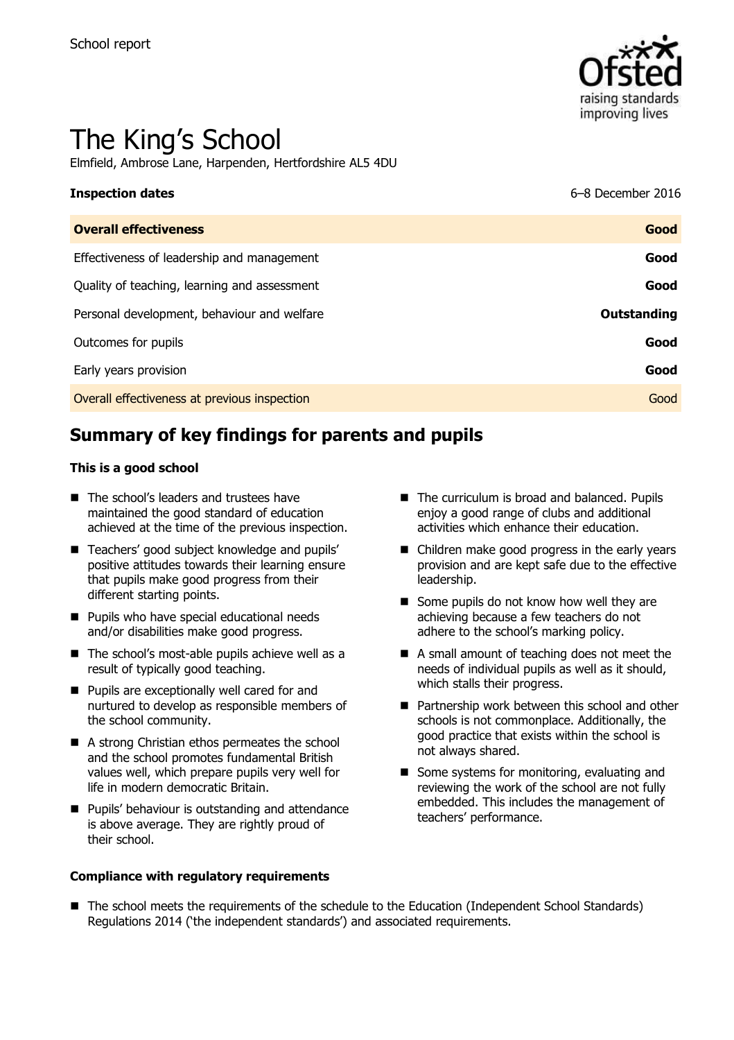School report

# The King's School

Elmfield, Ambrose Lane, Harpenden, Hertfordshire AL5 4DU

| **Inspection dates** | 6–8 December 2016 |
| --- | --- |
| **Overall effectiveness** | **Good** |
| Effectiveness of leadership and management | **Good** |
| Quality of teaching, learning and assessment | **Good** |
| Personal development, behaviour and welfare | **Outstanding** |
| Outcomes for pupils | **Good** |
| Early years provision | **Good** |
| Overall effectiveness at previous inspection | Good |

## Summary of key findings for parents and pupils

### This is a good school

- The school's leaders and trustees have maintained the good standard of education achieved at the time of the previous inspection.
- Teachers' good subject knowledge and pupils' positive attitudes towards their learning ensure that pupils make good progress from their different starting points.
- Pupils who have special educational needs and/or disabilities make good progress.
- The school's most-able pupils achieve well as a result of typically good teaching.
- Pupils are exceptionally well cared for and nurtured to develop as responsible members of the school community.
- A strong Christian ethos permeates the school and the school promotes fundamental British values well, which prepare pupils very well for life in modern democratic Britain.
- Pupils' behaviour is outstanding and attendance is above average. They are rightly proud of their school.
- The curriculum is broad and balanced. Pupils enjoy a good range of clubs and additional activities which enhance their education.
- Children make good progress in the early years provision and are kept safe due to the effective leadership.
- Some pupils do not know how well they are achieving because a few teachers do not adhere to the school's marking policy.
- A small amount of teaching does not meet the needs of individual pupils as well as it should, which stalls their progress.
- Partnership work between this school and other schools is not commonplace. Additionally, the good practice that exists within the school is not always shared.
- Some systems for monitoring, evaluating and reviewing the work of the school are not fully embedded. This includes the management of teachers' performance.

### Compliance with regulatory requirements

- The school meets the requirements of the schedule to the Education (Independent School Standards) Regulations 2014 ('the independent standards') and associated requirements.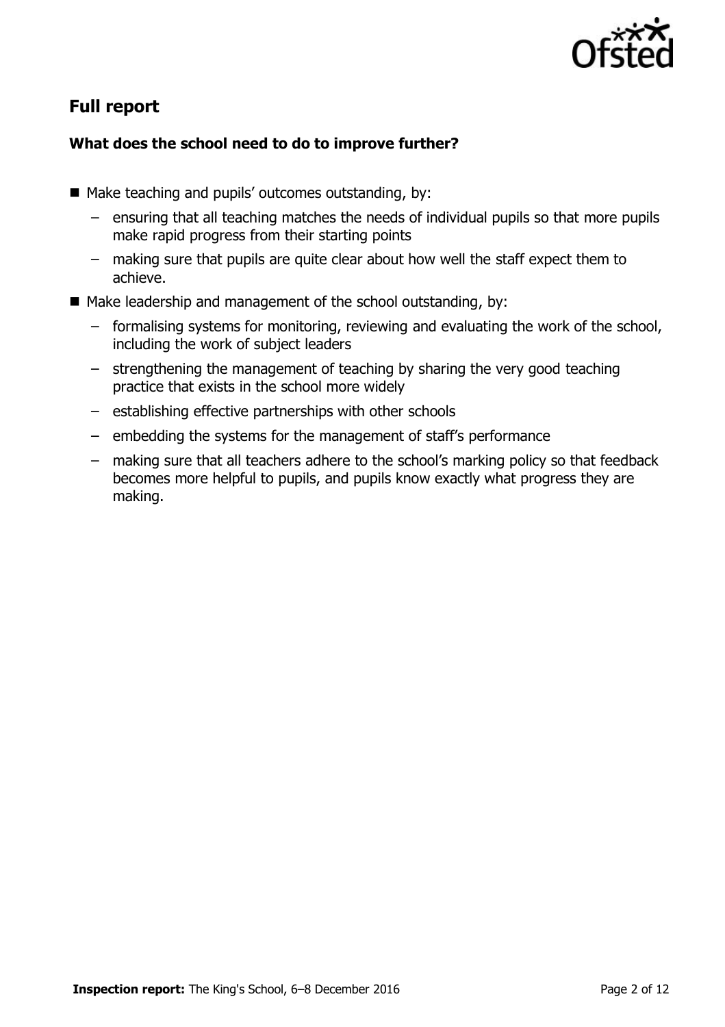## Full report

### What does the school need to do to improve further?

- Make teaching and pupils' outcomes outstanding, by:
  - ensuring that all teaching matches the needs of individual pupils so that more pupils make rapid progress from their starting points
  - making sure that pupils are quite clear about how well the staff expect them to achieve.
- Make leadership and management of the school outstanding, by:
  - formalising systems for monitoring, reviewing and evaluating the work of the school, including the work of subject leaders
  - strengthening the management of teaching by sharing the very good teaching practice that exists in the school more widely
  - establishing effective partnerships with other schools
  - embedding the systems for the management of staff's performance
  - making sure that all teachers adhere to the school's marking policy so that feedback becomes more helpful to pupils, and pupils know exactly what progress they are making.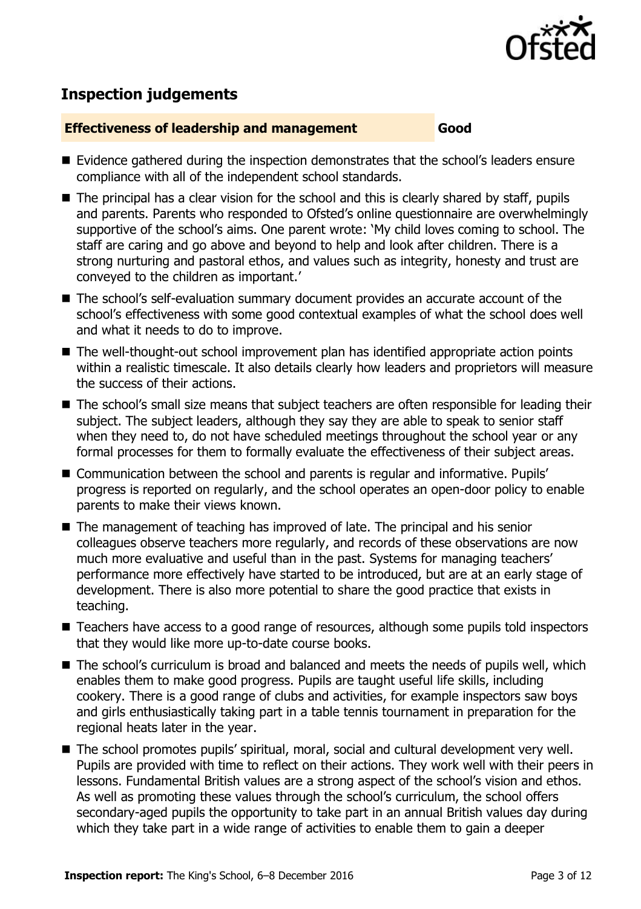## Inspection judgements

| **Effectiveness of leadership and management** | **Good** |
| --- | --- |

- Evidence gathered during the inspection demonstrates that the school's leaders ensure compliance with all of the independent school standards.
- The principal has a clear vision for the school and this is clearly shared by staff, pupils and parents. Parents who responded to Ofsted's online questionnaire are overwhelmingly supportive of the school's aims. One parent wrote: 'My child loves coming to school. The staff are caring and go above and beyond to help and look after children. There is a strong nurturing and pastoral ethos, and values such as integrity, honesty and trust are conveyed to the children as important.'
- The school's self-evaluation summary document provides an accurate account of the school's effectiveness with some good contextual examples of what the school does well and what it needs to do to improve.
- The well-thought-out school improvement plan has identified appropriate action points within a realistic timescale. It also details clearly how leaders and proprietors will measure the success of their actions.
- The school's small size means that subject teachers are often responsible for leading their subject. The subject leaders, although they say they are able to speak to senior staff when they need to, do not have scheduled meetings throughout the school year or any formal processes for them to formally evaluate the effectiveness of their subject areas.
- Communication between the school and parents is regular and informative. Pupils' progress is reported on regularly, and the school operates an open-door policy to enable parents to make their views known.
- The management of teaching has improved of late. The principal and his senior colleagues observe teachers more regularly, and records of these observations are now much more evaluative and useful than in the past. Systems for managing teachers' performance more effectively have started to be introduced, but are at an early stage of development. There is also more potential to share the good practice that exists in teaching.
- Teachers have access to a good range of resources, although some pupils told inspectors that they would like more up-to-date course books.
- The school's curriculum is broad and balanced and meets the needs of pupils well, which enables them to make good progress. Pupils are taught useful life skills, including cookery. There is a good range of clubs and activities, for example inspectors saw boys and girls enthusiastically taking part in a table tennis tournament in preparation for the regional heats later in the year.
- The school promotes pupils' spiritual, moral, social and cultural development very well. Pupils are provided with time to reflect on their actions. They work well with their peers in lessons. Fundamental British values are a strong aspect of the school's vision and ethos. As well as promoting these values through the school's curriculum, the school offers secondary-aged pupils the opportunity to take part in an annual British values day during which they take part in a wide range of activities to enable them to gain a deeper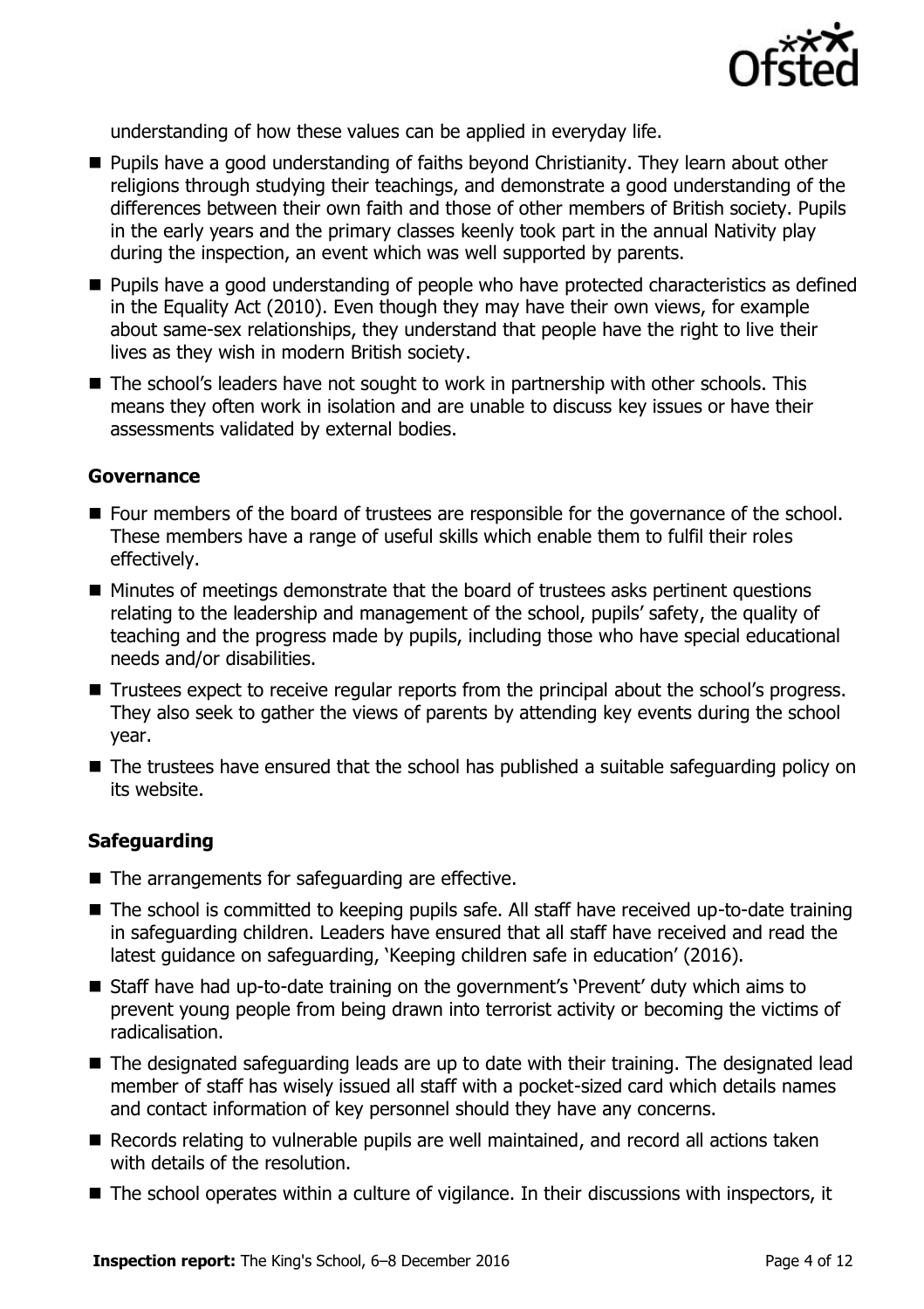understanding of how these values can be applied in everyday life.

- Pupils have a good understanding of faiths beyond Christianity. They learn about other religions through studying their teachings, and demonstrate a good understanding of the differences between their own faith and those of other members of British society. Pupils in the early years and the primary classes keenly took part in the annual Nativity play during the inspection, an event which was well supported by parents.
- Pupils have a good understanding of people who have protected characteristics as defined in the Equality Act (2010). Even though they may have their own views, for example about same-sex relationships, they understand that people have the right to live their lives as they wish in modern British society.
- The school's leaders have not sought to work in partnership with other schools. This means they often work in isolation and are unable to discuss key issues or have their assessments validated by external bodies.

### Governance

- Four members of the board of trustees are responsible for the governance of the school. These members have a range of useful skills which enable them to fulfil their roles effectively.
- Minutes of meetings demonstrate that the board of trustees asks pertinent questions relating to the leadership and management of the school, pupils' safety, the quality of teaching and the progress made by pupils, including those who have special educational needs and/or disabilities.
- Trustees expect to receive regular reports from the principal about the school's progress. They also seek to gather the views of parents by attending key events during the school year.
- The trustees have ensured that the school has published a suitable safeguarding policy on its website.

### Safeguarding

- The arrangements for safeguarding are effective.
- The school is committed to keeping pupils safe. All staff have received up-to-date training in safeguarding children. Leaders have ensured that all staff have received and read the latest guidance on safeguarding, 'Keeping children safe in education' (2016).
- Staff have had up-to-date training on the government's 'Prevent' duty which aims to prevent young people from being drawn into terrorist activity or becoming the victims of radicalisation.
- The designated safeguarding leads are up to date with their training. The designated lead member of staff has wisely issued all staff with a pocket-sized card which details names and contact information of key personnel should they have any concerns.
- Records relating to vulnerable pupils are well maintained, and record all actions taken with details of the resolution.
- The school operates within a culture of vigilance. In their discussions with inspectors, it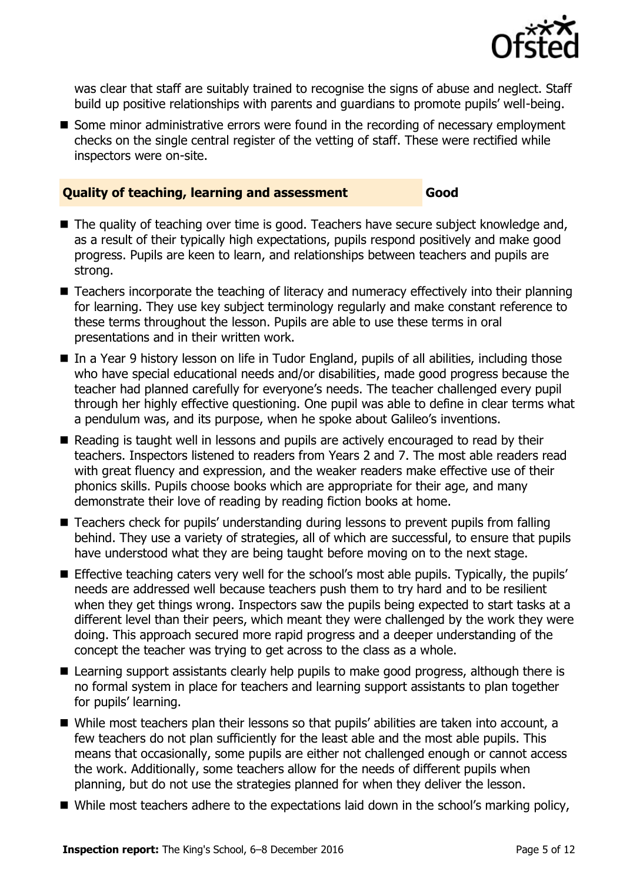was clear that staff are suitably trained to recognise the signs of abuse and neglect. Staff build up positive relationships with parents and guardians to promote pupils' well-being.

- Some minor administrative errors were found in the recording of necessary employment checks on the single central register of the vetting of staff. These were rectified while inspectors were on-site.

## Quality of teaching, learning and assessment — Good

- The quality of teaching over time is good. Teachers have secure subject knowledge and, as a result of their typically high expectations, pupils respond positively and make good progress. Pupils are keen to learn, and relationships between teachers and pupils are strong.
- Teachers incorporate the teaching of literacy and numeracy effectively into their planning for learning. They use key subject terminology regularly and make constant reference to these terms throughout the lesson. Pupils are able to use these terms in oral presentations and in their written work.
- In a Year 9 history lesson on life in Tudor England, pupils of all abilities, including those who have special educational needs and/or disabilities, made good progress because the teacher had planned carefully for everyone's needs. The teacher challenged every pupil through her highly effective questioning. One pupil was able to define in clear terms what a pendulum was, and its purpose, when he spoke about Galileo's inventions.
- Reading is taught well in lessons and pupils are actively encouraged to read by their teachers. Inspectors listened to readers from Years 2 and 7. The most able readers read with great fluency and expression, and the weaker readers make effective use of their phonics skills. Pupils choose books which are appropriate for their age, and many demonstrate their love of reading by reading fiction books at home.
- Teachers check for pupils' understanding during lessons to prevent pupils from falling behind. They use a variety of strategies, all of which are successful, to ensure that pupils have understood what they are being taught before moving on to the next stage.
- Effective teaching caters very well for the school's most able pupils. Typically, the pupils' needs are addressed well because teachers push them to try hard and to be resilient when they get things wrong. Inspectors saw the pupils being expected to start tasks at a different level than their peers, which meant they were challenged by the work they were doing. This approach secured more rapid progress and a deeper understanding of the concept the teacher was trying to get across to the class as a whole.
- Learning support assistants clearly help pupils to make good progress, although there is no formal system in place for teachers and learning support assistants to plan together for pupils' learning.
- While most teachers plan their lessons so that pupils' abilities are taken into account, a few teachers do not plan sufficiently for the least able and the most able pupils. This means that occasionally, some pupils are either not challenged enough or cannot access the work. Additionally, some teachers allow for the needs of different pupils when planning, but do not use the strategies planned for when they deliver the lesson.
- While most teachers adhere to the expectations laid down in the school's marking policy,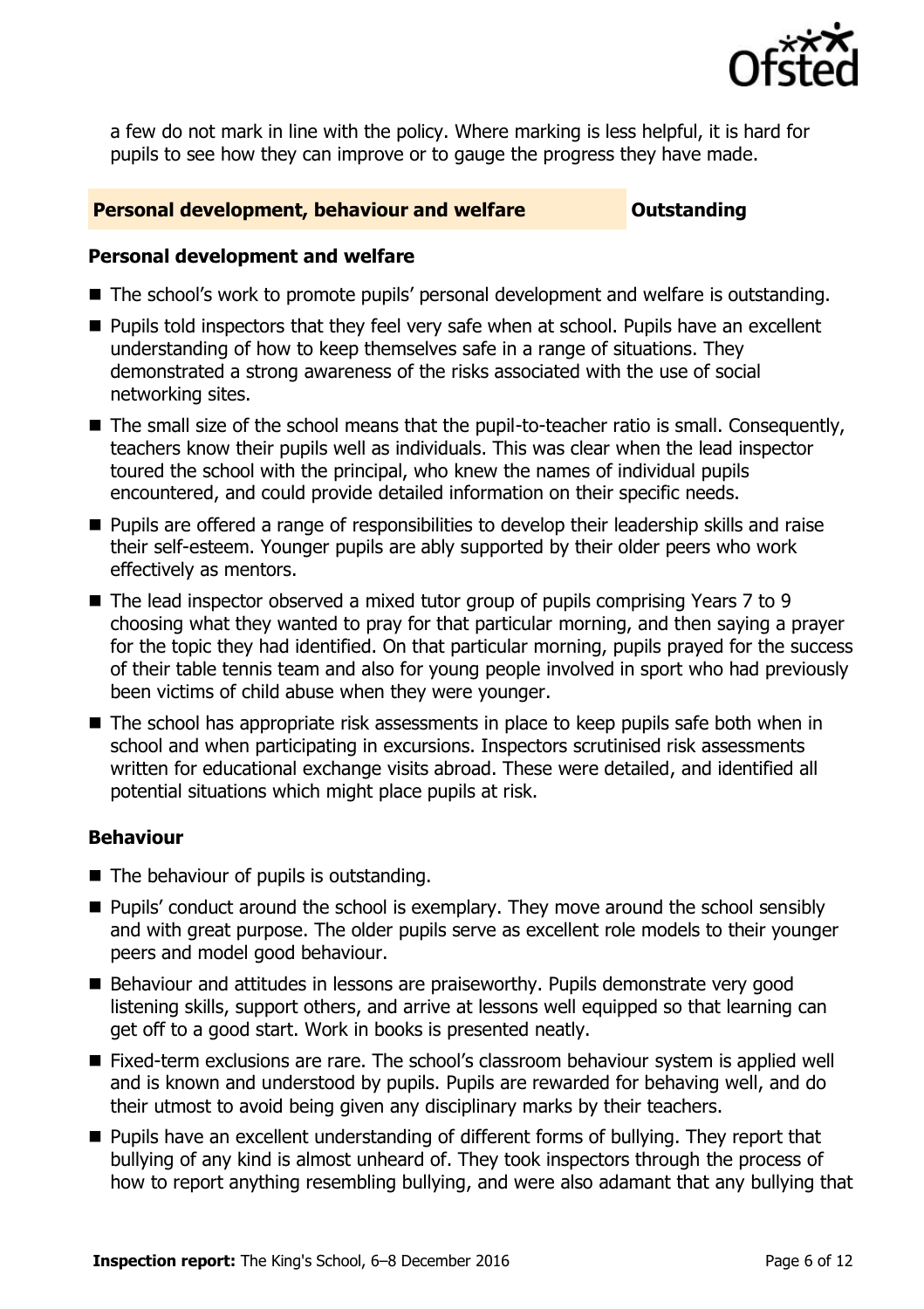a few do not mark in line with the policy. Where marking is less helpful, it is hard for pupils to see how they can improve or to gauge the progress they have made.

## Personal development, behaviour and welfare — Outstanding

### Personal development and welfare

- The school's work to promote pupils' personal development and welfare is outstanding.
- Pupils told inspectors that they feel very safe when at school. Pupils have an excellent understanding of how to keep themselves safe in a range of situations. They demonstrated a strong awareness of the risks associated with the use of social networking sites.
- The small size of the school means that the pupil-to-teacher ratio is small. Consequently, teachers know their pupils well as individuals. This was clear when the lead inspector toured the school with the principal, who knew the names of individual pupils encountered, and could provide detailed information on their specific needs.
- Pupils are offered a range of responsibilities to develop their leadership skills and raise their self-esteem. Younger pupils are ably supported by their older peers who work effectively as mentors.
- The lead inspector observed a mixed tutor group of pupils comprising Years 7 to 9 choosing what they wanted to pray for that particular morning, and then saying a prayer for the topic they had identified. On that particular morning, pupils prayed for the success of their table tennis team and also for young people involved in sport who had previously been victims of child abuse when they were younger.
- The school has appropriate risk assessments in place to keep pupils safe both when in school and when participating in excursions. Inspectors scrutinised risk assessments written for educational exchange visits abroad. These were detailed, and identified all potential situations which might place pupils at risk.

### Behaviour

- The behaviour of pupils is outstanding.
- Pupils' conduct around the school is exemplary. They move around the school sensibly and with great purpose. The older pupils serve as excellent role models to their younger peers and model good behaviour.
- Behaviour and attitudes in lessons are praiseworthy. Pupils demonstrate very good listening skills, support others, and arrive at lessons well equipped so that learning can get off to a good start. Work in books is presented neatly.
- Fixed-term exclusions are rare. The school's classroom behaviour system is applied well and is known and understood by pupils. Pupils are rewarded for behaving well, and do their utmost to avoid being given any disciplinary marks by their teachers.
- Pupils have an excellent understanding of different forms of bullying. They report that bullying of any kind is almost unheard of. They took inspectors through the process of how to report anything resembling bullying, and were also adamant that any bullying that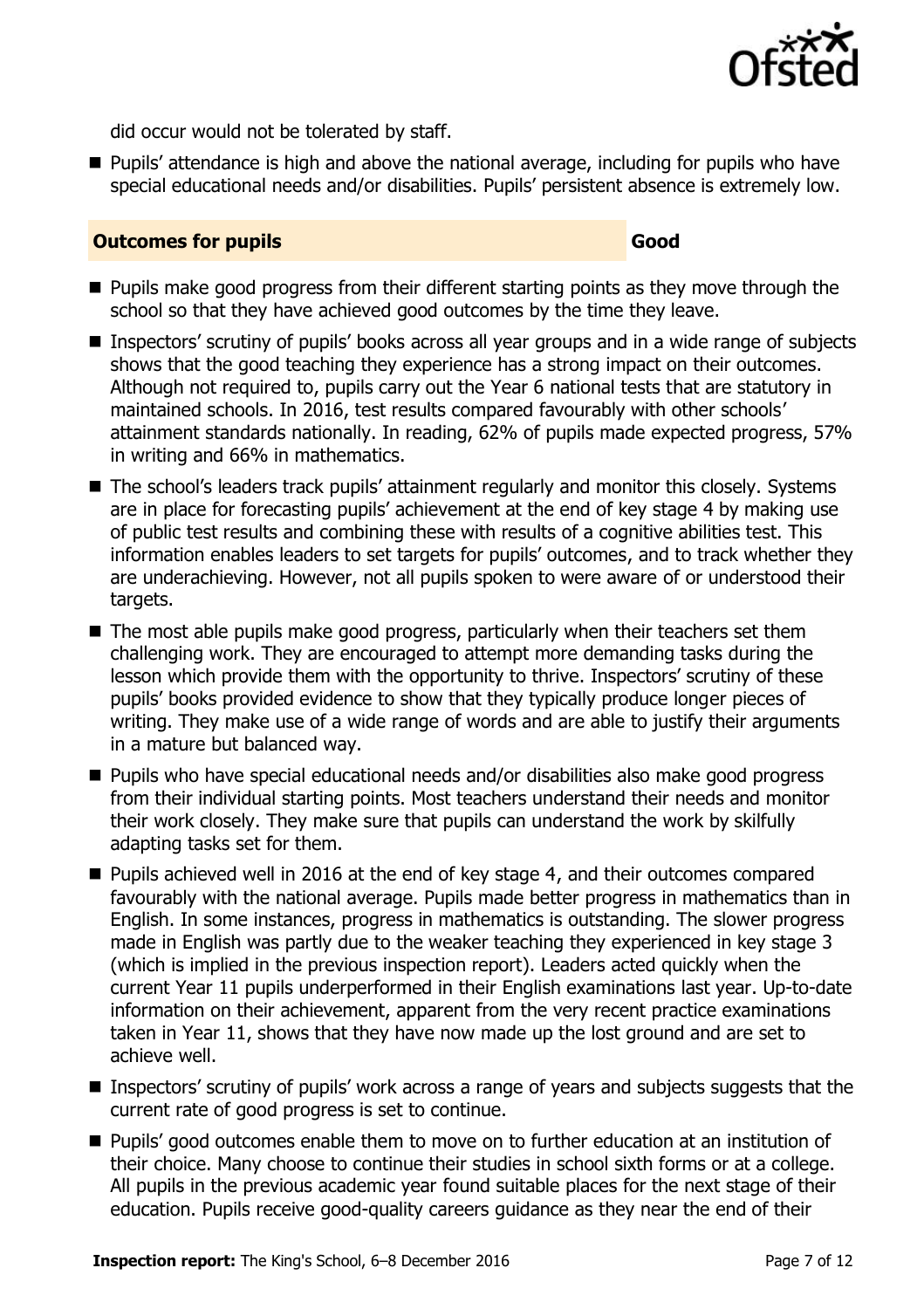did occur would not be tolerated by staff.

- Pupils' attendance is high and above the national average, including for pupils who have special educational needs and/or disabilities. Pupils' persistent absence is extremely low.

## Outcomes for pupils — Good

- Pupils make good progress from their different starting points as they move through the school so that they have achieved good outcomes by the time they leave.
- Inspectors' scrutiny of pupils' books across all year groups and in a wide range of subjects shows that the good teaching they experience has a strong impact on their outcomes. Although not required to, pupils carry out the Year 6 national tests that are statutory in maintained schools. In 2016, test results compared favourably with other schools' attainment standards nationally. In reading, 62% of pupils made expected progress, 57% in writing and 66% in mathematics.
- The school's leaders track pupils' attainment regularly and monitor this closely. Systems are in place for forecasting pupils' achievement at the end of key stage 4 by making use of public test results and combining these with results of a cognitive abilities test. This information enables leaders to set targets for pupils' outcomes, and to track whether they are underachieving. However, not all pupils spoken to were aware of or understood their targets.
- The most able pupils make good progress, particularly when their teachers set them challenging work. They are encouraged to attempt more demanding tasks during the lesson which provide them with the opportunity to thrive. Inspectors' scrutiny of these pupils' books provided evidence to show that they typically produce longer pieces of writing. They make use of a wide range of words and are able to justify their arguments in a mature but balanced way.
- Pupils who have special educational needs and/or disabilities also make good progress from their individual starting points. Most teachers understand their needs and monitor their work closely. They make sure that pupils can understand the work by skilfully adapting tasks set for them.
- Pupils achieved well in 2016 at the end of key stage 4, and their outcomes compared favourably with the national average. Pupils made better progress in mathematics than in English. In some instances, progress in mathematics is outstanding. The slower progress made in English was partly due to the weaker teaching they experienced in key stage 3 (which is implied in the previous inspection report). Leaders acted quickly when the current Year 11 pupils underperformed in their English examinations last year. Up-to-date information on their achievement, apparent from the very recent practice examinations taken in Year 11, shows that they have now made up the lost ground and are set to achieve well.
- Inspectors' scrutiny of pupils' work across a range of years and subjects suggests that the current rate of good progress is set to continue.
- Pupils' good outcomes enable them to move on to further education at an institution of their choice. Many choose to continue their studies in school sixth forms or at a college. All pupils in the previous academic year found suitable places for the next stage of their education. Pupils receive good-quality careers guidance as they near the end of their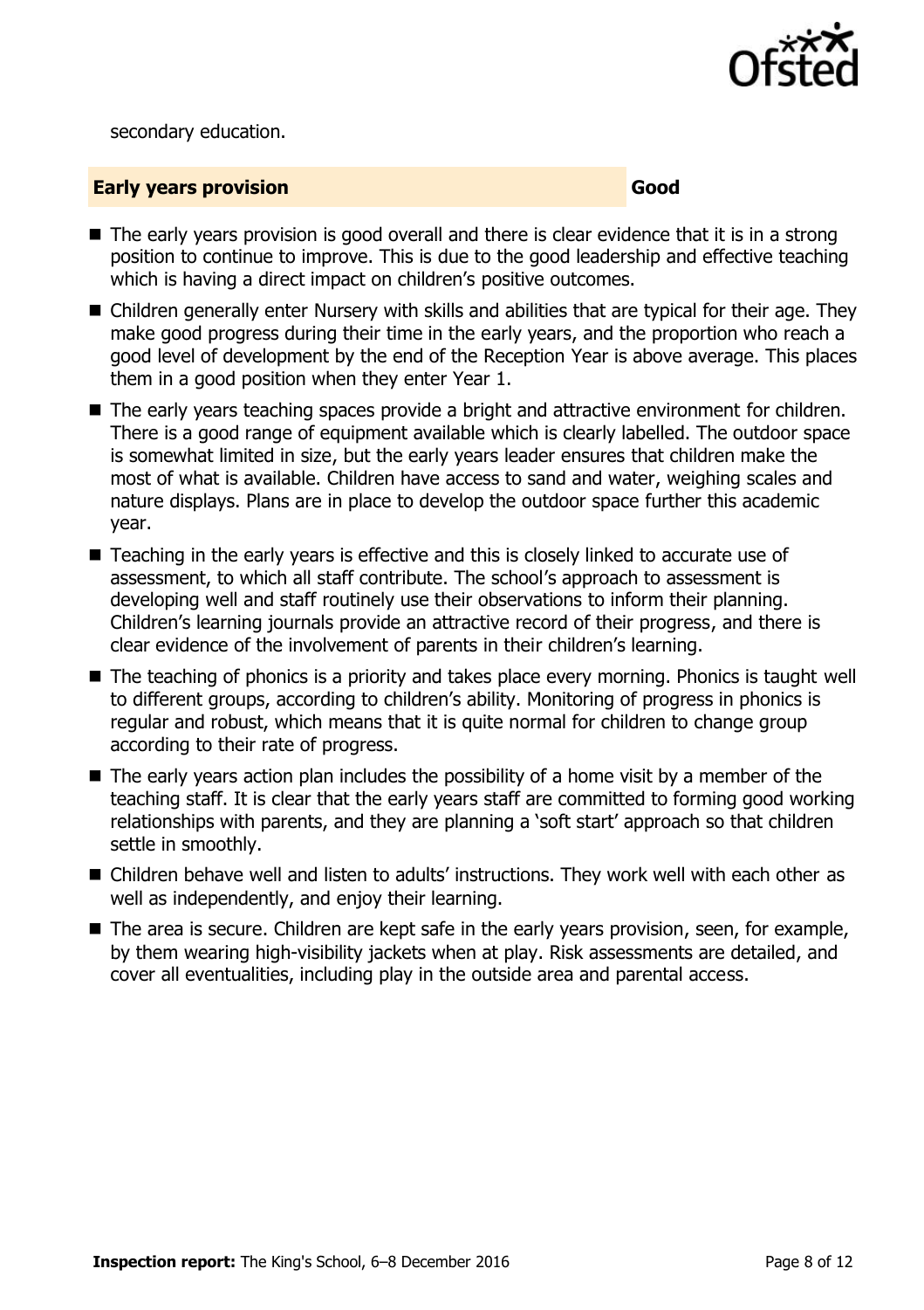secondary education.

## Early years provision — Good

- The early years provision is good overall and there is clear evidence that it is in a strong position to continue to improve. This is due to the good leadership and effective teaching which is having a direct impact on children's positive outcomes.
- Children generally enter Nursery with skills and abilities that are typical for their age. They make good progress during their time in the early years, and the proportion who reach a good level of development by the end of the Reception Year is above average. This places them in a good position when they enter Year 1.
- The early years teaching spaces provide a bright and attractive environment for children. There is a good range of equipment available which is clearly labelled. The outdoor space is somewhat limited in size, but the early years leader ensures that children make the most of what is available. Children have access to sand and water, weighing scales and nature displays. Plans are in place to develop the outdoor space further this academic year.
- Teaching in the early years is effective and this is closely linked to accurate use of assessment, to which all staff contribute. The school's approach to assessment is developing well and staff routinely use their observations to inform their planning. Children's learning journals provide an attractive record of their progress, and there is clear evidence of the involvement of parents in their children's learning.
- The teaching of phonics is a priority and takes place every morning. Phonics is taught well to different groups, according to children's ability. Monitoring of progress in phonics is regular and robust, which means that it is quite normal for children to change group according to their rate of progress.
- The early years action plan includes the possibility of a home visit by a member of the teaching staff. It is clear that the early years staff are committed to forming good working relationships with parents, and they are planning a 'soft start' approach so that children settle in smoothly.
- Children behave well and listen to adults' instructions. They work well with each other as well as independently, and enjoy their learning.
- The area is secure. Children are kept safe in the early years provision, seen, for example, by them wearing high-visibility jackets when at play. Risk assessments are detailed, and cover all eventualities, including play in the outside area and parental access.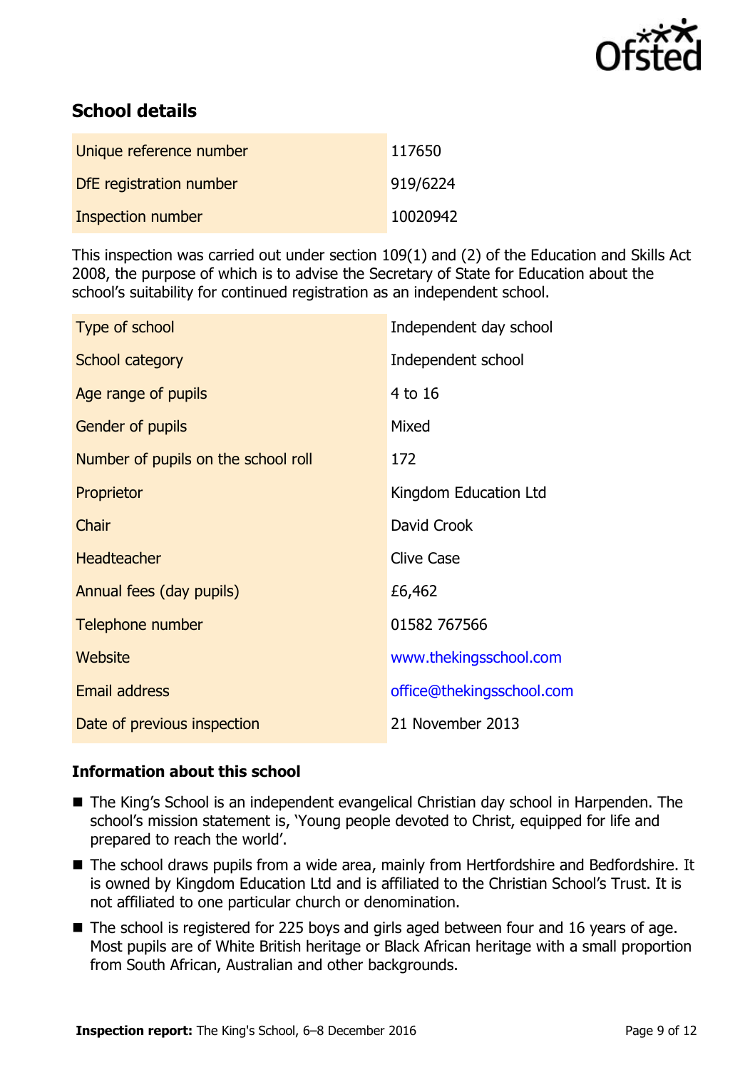## School details

| Unique reference number | 117650 |
| --- | --- |
| DfE registration number | 919/6224 |
| Inspection number | 10020942 |

This inspection was carried out under section 109(1) and (2) of the Education and Skills Act 2008, the purpose of which is to advise the Secretary of State for Education about the school's suitability for continued registration as an independent school.

| Type of school | Independent day school |
| --- | --- |
| School category | Independent school |
| Age range of pupils | 4 to 16 |
| Gender of pupils | Mixed |
| Number of pupils on the school roll | 172 |
| Proprietor | Kingdom Education Ltd |
| Chair | David Crook |
| Headteacher | Clive Case |
| Annual fees (day pupils) | £6,462 |
| Telephone number | 01582 767566 |
| Website | www.thekingsschool.com |
| Email address | office@thekingsschool.com |
| Date of previous inspection | 21 November 2013 |

### Information about this school

- The King's School is an independent evangelical Christian day school in Harpenden. The school's mission statement is, 'Young people devoted to Christ, equipped for life and prepared to reach the world'.
- The school draws pupils from a wide area, mainly from Hertfordshire and Bedfordshire. It is owned by Kingdom Education Ltd and is affiliated to the Christian School's Trust. It is not affiliated to one particular church or denomination.
- The school is registered for 225 boys and girls aged between four and 16 years of age. Most pupils are of White British heritage or Black African heritage with a small proportion from South African, Australian and other backgrounds.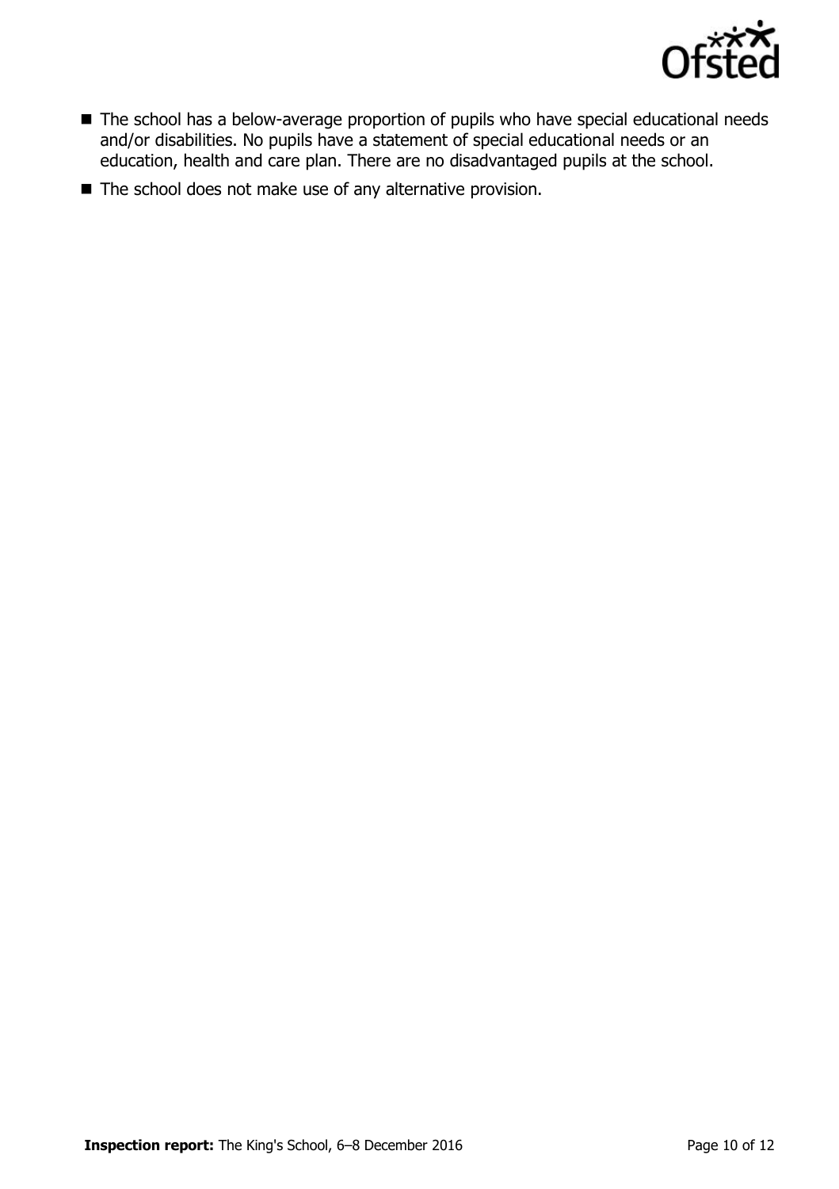- The school has a below-average proportion of pupils who have special educational needs and/or disabilities. No pupils have a statement of special educational needs or an education, health and care plan. There are no disadvantaged pupils at the school.
- The school does not make use of any alternative provision.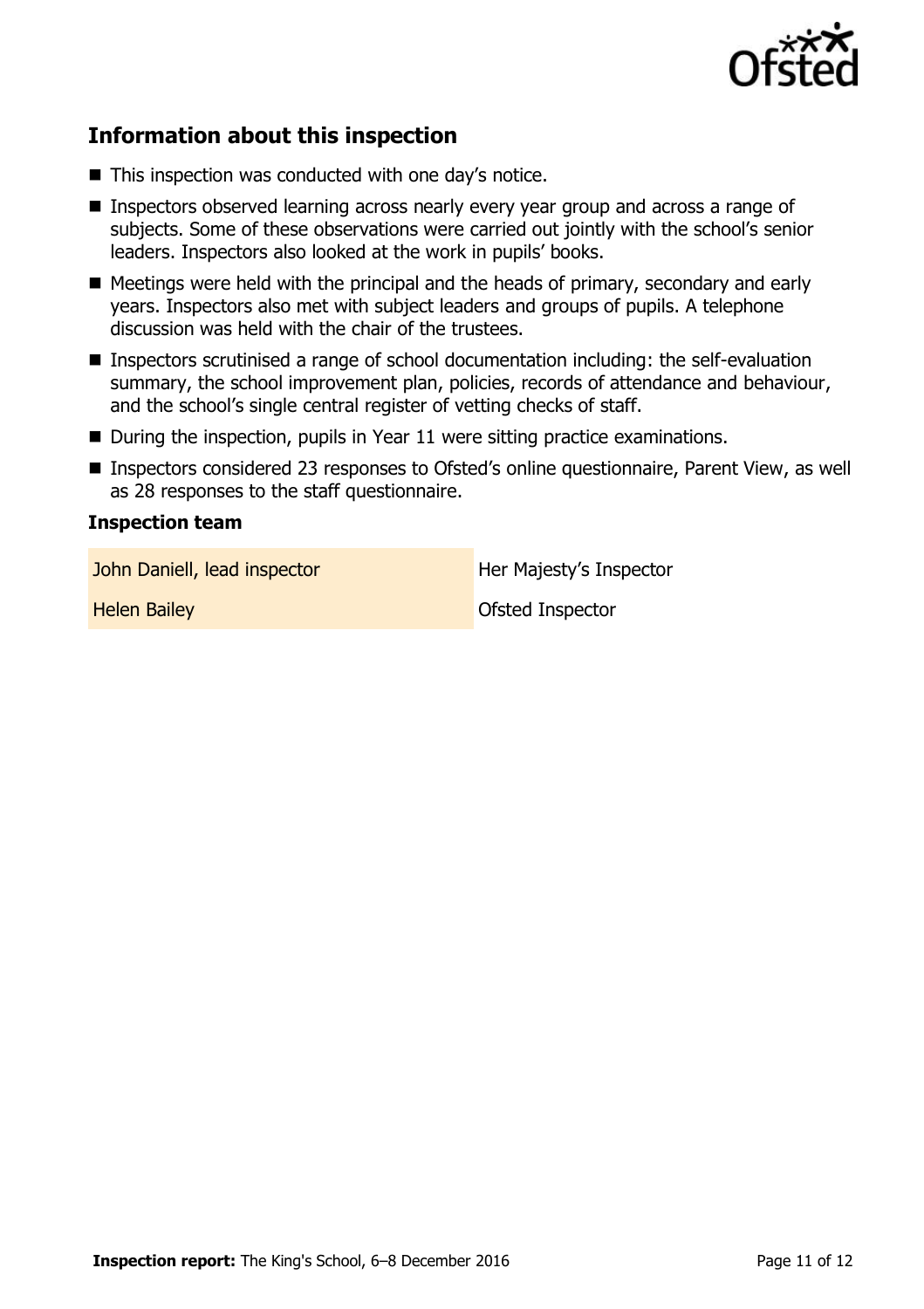## Information about this inspection

- This inspection was conducted with one day's notice.
- Inspectors observed learning across nearly every year group and across a range of subjects. Some of these observations were carried out jointly with the school's senior leaders. Inspectors also looked at the work in pupils' books.
- Meetings were held with the principal and the heads of primary, secondary and early years. Inspectors also met with subject leaders and groups of pupils. A telephone discussion was held with the chair of the trustees.
- Inspectors scrutinised a range of school documentation including: the self-evaluation summary, the school improvement plan, policies, records of attendance and behaviour, and the school's single central register of vetting checks of staff.
- During the inspection, pupils in Year 11 were sitting practice examinations.
- Inspectors considered 23 responses to Ofsted's online questionnaire, Parent View, as well as 28 responses to the staff questionnaire.

### Inspection team

| | |
|---|---|
| John Daniell, lead inspector | Her Majesty's Inspector |
| Helen Bailey | Ofsted Inspector |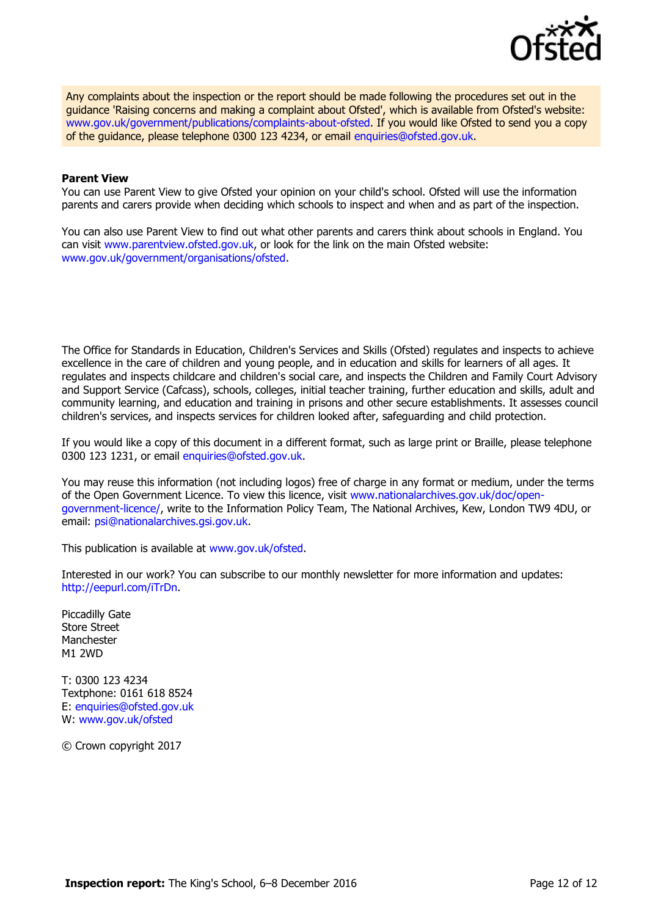Any complaints about the inspection or the report should be made following the procedures set out in the guidance 'Raising concerns and making a complaint about Ofsted', which is available from Ofsted's website: www.gov.uk/government/publications/complaints-about-ofsted. If you would like Ofsted to send you a copy of the guidance, please telephone 0300 123 4234, or email enquiries@ofsted.gov.uk.

**Parent View**

You can use Parent View to give Ofsted your opinion on your child's school. Ofsted will use the information parents and carers provide when deciding which schools to inspect and when and as part of the inspection.

You can also use Parent View to find out what other parents and carers think about schools in England. You can visit www.parentview.ofsted.gov.uk, or look for the link on the main Ofsted website: www.gov.uk/government/organisations/ofsted.

The Office for Standards in Education, Children's Services and Skills (Ofsted) regulates and inspects to achieve excellence in the care of children and young people, and in education and skills for learners of all ages. It regulates and inspects childcare and children's social care, and inspects the Children and Family Court Advisory and Support Service (Cafcass), schools, colleges, initial teacher training, further education and skills, adult and community learning, and education and training in prisons and other secure establishments. It assesses council children's services, and inspects services for children looked after, safeguarding and child protection.

If you would like a copy of this document in a different format, such as large print or Braille, please telephone 0300 123 1231, or email enquiries@ofsted.gov.uk.

You may reuse this information (not including logos) free of charge in any format or medium, under the terms of the Open Government Licence. To view this licence, visit www.nationalarchives.gov.uk/doc/open-government-licence/, write to the Information Policy Team, The National Archives, Kew, London TW9 4DU, or email: psi@nationalarchives.gsi.gov.uk.

This publication is available at www.gov.uk/ofsted.

Interested in our work? You can subscribe to our monthly newsletter for more information and updates: http://eepurl.com/iTrDn.

Piccadilly Gate
Store Street
Manchester
M1 2WD

T: 0300 123 4234
Textphone: 0161 618 8524
E: enquiries@ofsted.gov.uk
W: www.gov.uk/ofsted

© Crown copyright 2017